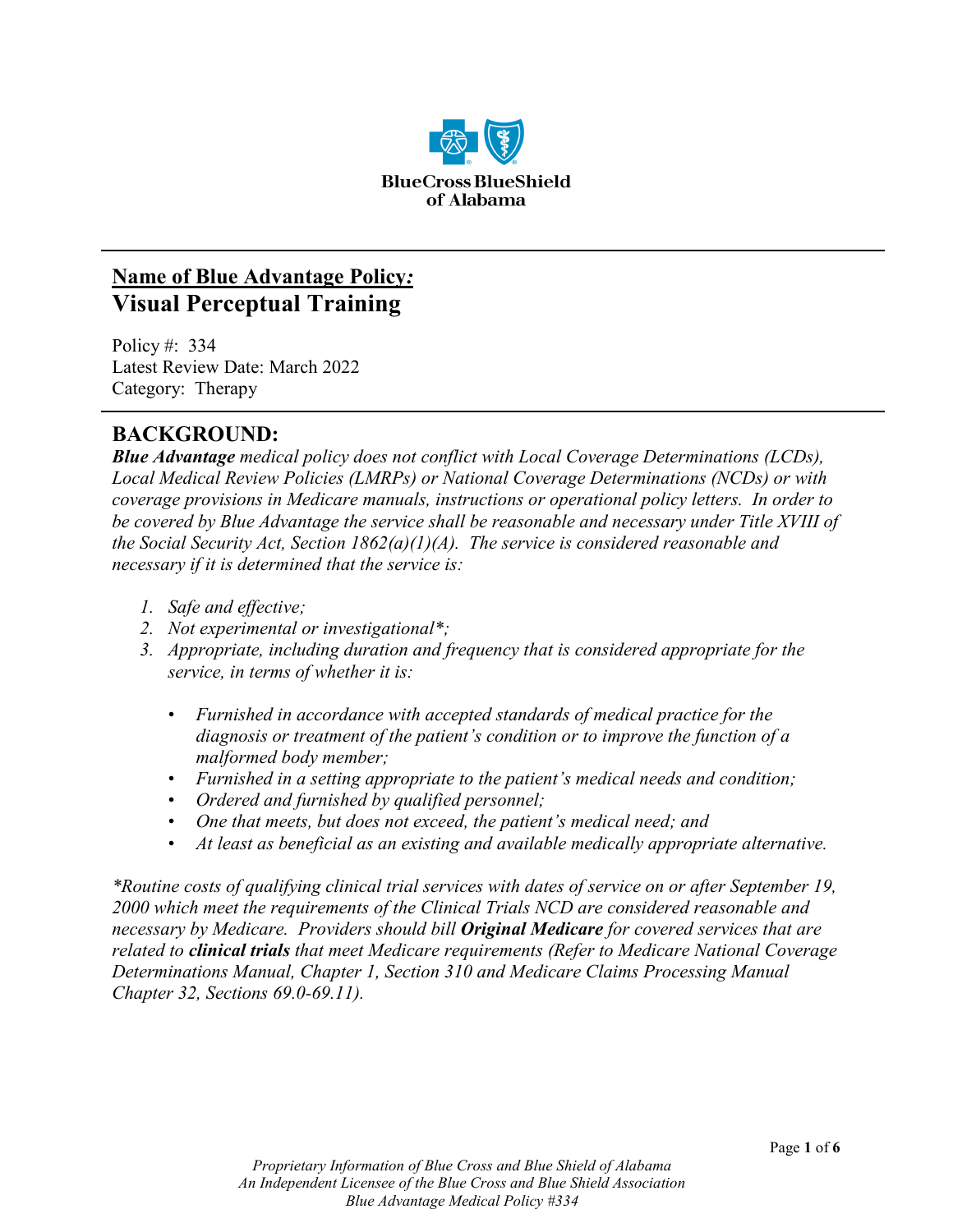## Name of Blue Advantage Policy*:*

## Visual Perceptual Training

Policy #: 334
Latest Review Date: March 2022
Category: Therapy

## BACKGROUND:

***Blue Advantage*** *medical policy does not conflict with Local Coverage Determinations (LCDs), Local Medical Review Policies (LMRPs) or National Coverage Determinations (NCDs) or with coverage provisions in Medicare manuals, instructions or operational policy letters. In order to be covered by Blue Advantage the service shall be reasonable and necessary under Title XVIII of the Social Security Act, Section 1862(a)(1)(A). The service is considered reasonable and necessary if it is determined that the service is:*

1. *Safe and effective;*
2. *Not experimental or investigational*\*;*
3. *Appropriate, including duration and frequency that is considered appropriate for the service, in terms of whether it is:*

   - *Furnished in accordance with accepted standards of medical practice for the diagnosis or treatment of the patient's condition or to improve the function of a malformed body member;*
   - *Furnished in a setting appropriate to the patient's medical needs and condition;*
   - *Ordered and furnished by qualified personnel;*
   - *One that meets, but does not exceed, the patient's medical need; and*
   - *At least as beneficial as an existing and available medically appropriate alternative.*

*\*Routine costs of qualifying clinical trial services with dates of service on or after September 19, 2000 which meet the requirements of the Clinical Trials NCD are considered reasonable and necessary by Medicare. Providers should bill* ***Original Medicare*** *for covered services that are related to* ***clinical trials*** *that meet Medicare requirements (Refer to Medicare National Coverage Determinations Manual, Chapter 1, Section 310 and Medicare Claims Processing Manual Chapter 32, Sections 69.0-69.11).*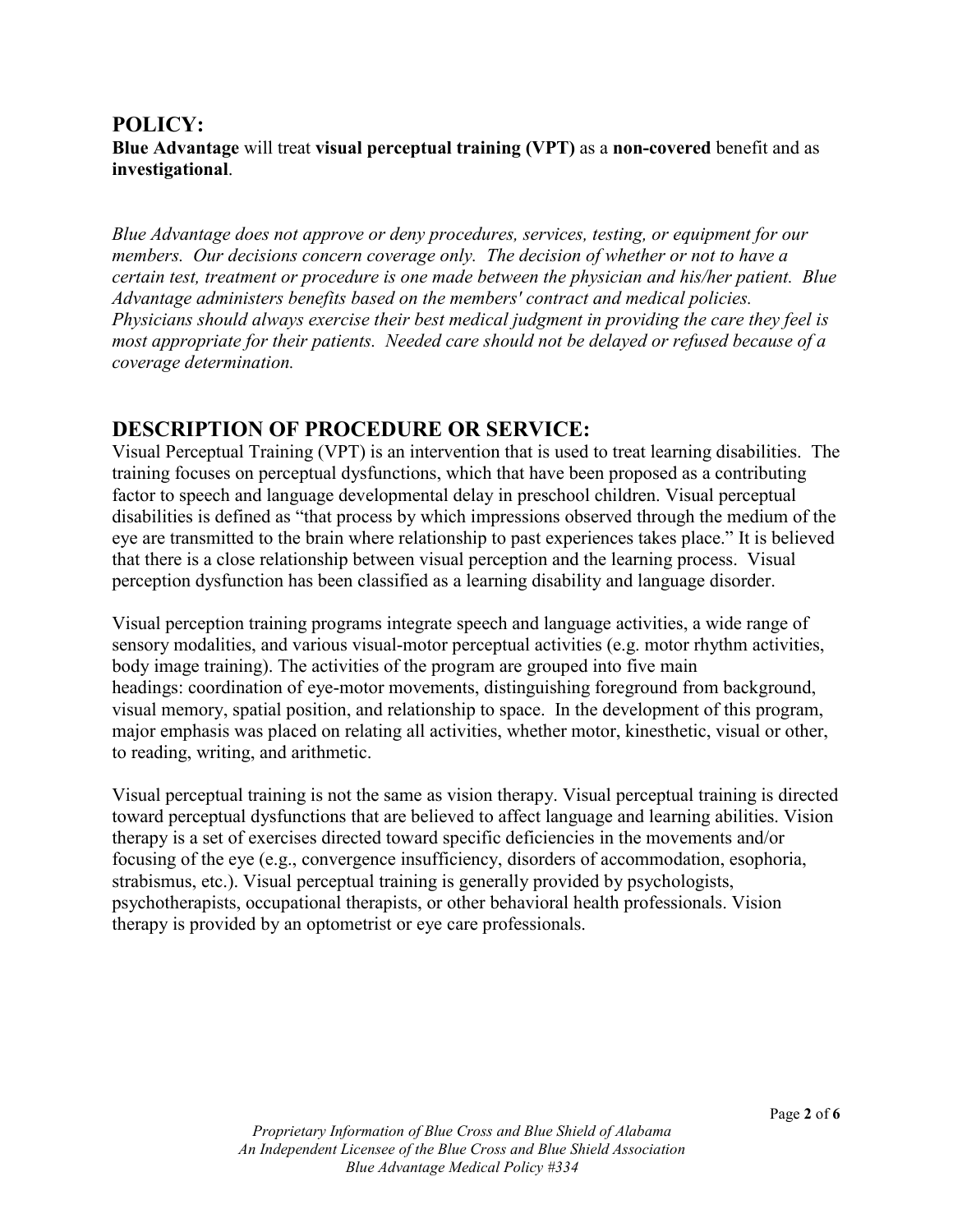## POLICY:

**Blue Advantage** will treat **visual perceptual training (VPT)** as a **non-covered** benefit and as **investigational**.

*Blue Advantage does not approve or deny procedures, services, testing, or equipment for our members. Our decisions concern coverage only. The decision of whether or not to have a certain test, treatment or procedure is one made between the physician and his/her patient. Blue Advantage administers benefits based on the members' contract and medical policies. Physicians should always exercise their best medical judgment in providing the care they feel is most appropriate for their patients. Needed care should not be delayed or refused because of a coverage determination.*

## DESCRIPTION OF PROCEDURE OR SERVICE:

Visual Perceptual Training (VPT) is an intervention that is used to treat learning disabilities. The training focuses on perceptual dysfunctions, which that have been proposed as a contributing factor to speech and language developmental delay in preschool children. Visual perceptual disabilities is defined as "that process by which impressions observed through the medium of the eye are transmitted to the brain where relationship to past experiences takes place." It is believed that there is a close relationship between visual perception and the learning process. Visual perception dysfunction has been classified as a learning disability and language disorder.

Visual perception training programs integrate speech and language activities, a wide range of sensory modalities, and various visual-motor perceptual activities (e.g. motor rhythm activities, body image training). The activities of the program are grouped into five main headings: coordination of eye-motor movements, distinguishing foreground from background, visual memory, spatial position, and relationship to space. In the development of this program, major emphasis was placed on relating all activities, whether motor, kinesthetic, visual or other, to reading, writing, and arithmetic.

Visual perceptual training is not the same as vision therapy. Visual perceptual training is directed toward perceptual dysfunctions that are believed to affect language and learning abilities. Vision therapy is a set of exercises directed toward specific deficiencies in the movements and/or focusing of the eye (e.g., convergence insufficiency, disorders of accommodation, esophoria, strabismus, etc.). Visual perceptual training is generally provided by psychologists, psychotherapists, occupational therapists, or other behavioral health professionals. Vision therapy is provided by an optometrist or eye care professionals.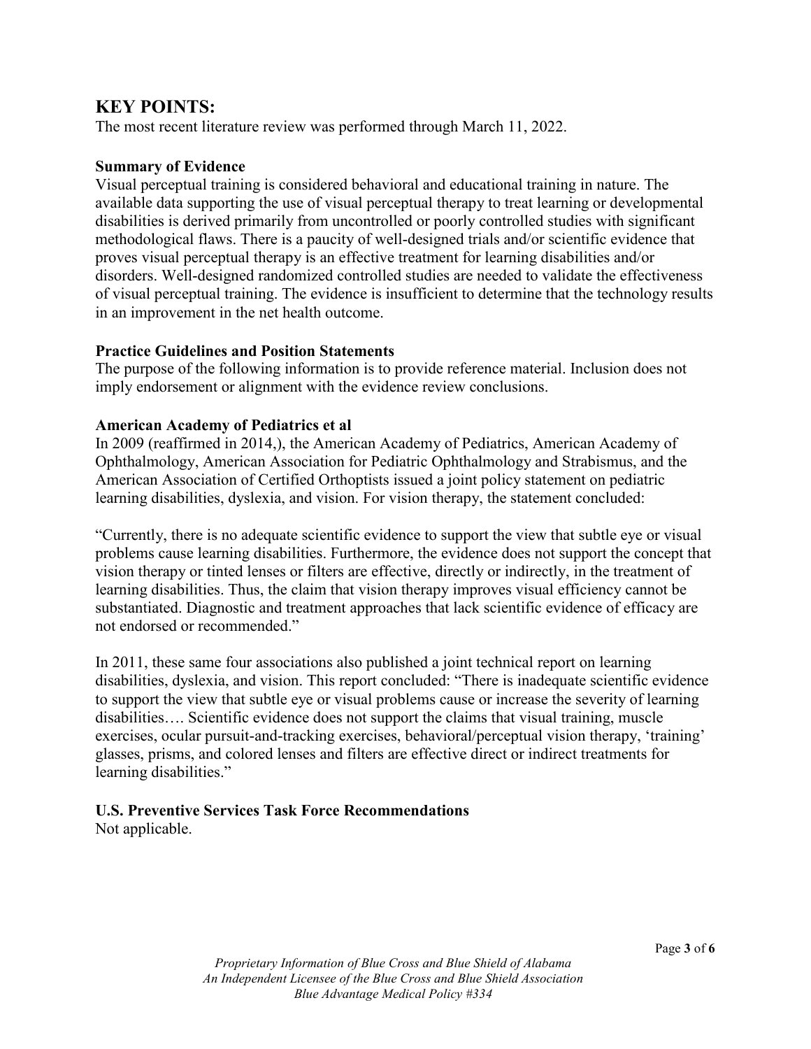## KEY POINTS:

The most recent literature review was performed through March 11, 2022.

### Summary of Evidence

Visual perceptual training is considered behavioral and educational training in nature. The available data supporting the use of visual perceptual therapy to treat learning or developmental disabilities is derived primarily from uncontrolled or poorly controlled studies with significant methodological flaws. There is a paucity of well-designed trials and/or scientific evidence that proves visual perceptual therapy is an effective treatment for learning disabilities and/or disorders. Well-designed randomized controlled studies are needed to validate the effectiveness of visual perceptual training. The evidence is insufficient to determine that the technology results in an improvement in the net health outcome.

### Practice Guidelines and Position Statements

The purpose of the following information is to provide reference material. Inclusion does not imply endorsement or alignment with the evidence review conclusions.

### American Academy of Pediatrics et al

In 2009 (reaffirmed in 2014,), the American Academy of Pediatrics, American Academy of Ophthalmology, American Association for Pediatric Ophthalmology and Strabismus, and the American Association of Certified Orthoptists issued a joint policy statement on pediatric learning disabilities, dyslexia, and vision. For vision therapy, the statement concluded:

"Currently, there is no adequate scientific evidence to support the view that subtle eye or visual problems cause learning disabilities. Furthermore, the evidence does not support the concept that vision therapy or tinted lenses or filters are effective, directly or indirectly, in the treatment of learning disabilities. Thus, the claim that vision therapy improves visual efficiency cannot be substantiated. Diagnostic and treatment approaches that lack scientific evidence of efficacy are not endorsed or recommended."

In 2011, these same four associations also published a joint technical report on learning disabilities, dyslexia, and vision. This report concluded: "There is inadequate scientific evidence to support the view that subtle eye or visual problems cause or increase the severity of learning disabilities…. Scientific evidence does not support the claims that visual training, muscle exercises, ocular pursuit-and-tracking exercises, behavioral/perceptual vision therapy, 'training' glasses, prisms, and colored lenses and filters are effective direct or indirect treatments for learning disabilities."

### U.S. Preventive Services Task Force Recommendations

Not applicable.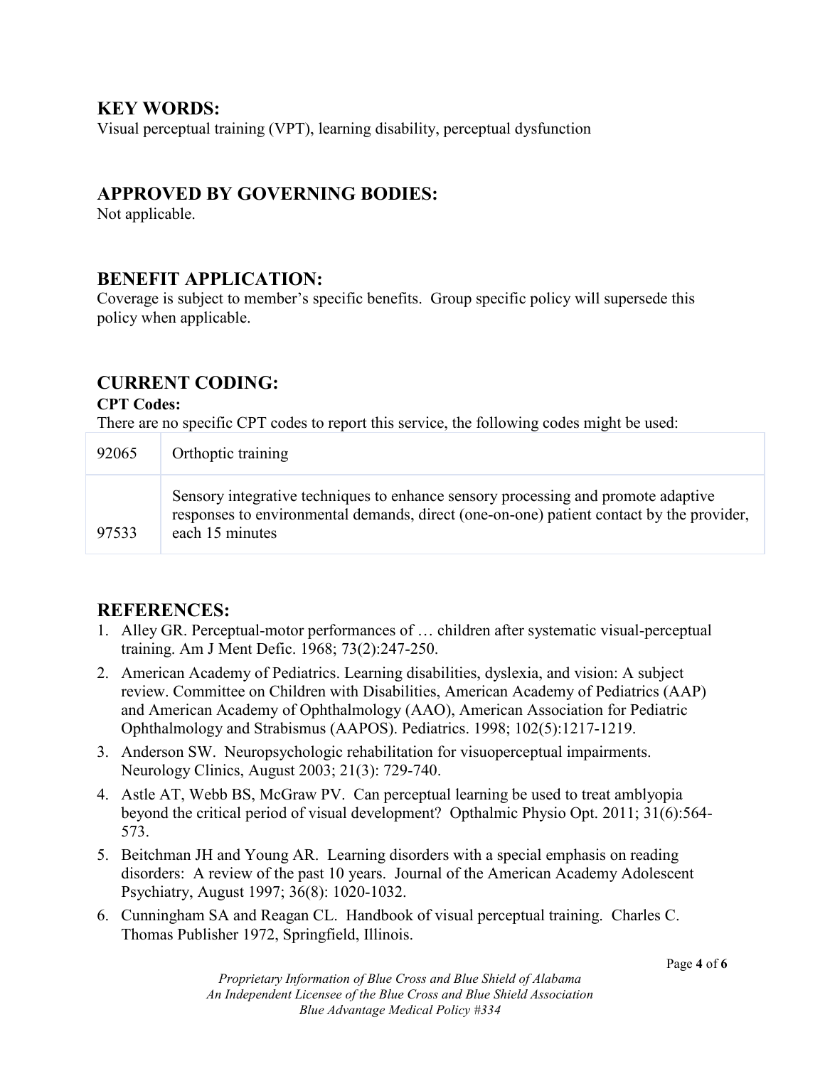## KEY WORDS:

Visual perceptual training (VPT), learning disability, perceptual dysfunction

## APPROVED BY GOVERNING BODIES:

Not applicable.

## BENEFIT APPLICATION:

Coverage is subject to member's specific benefits. Group specific policy will supersede this policy when applicable.

## CURRENT CODING:

**CPT Codes:**

There are no specific CPT codes to report this service, the following codes might be used:

| | |
|---|---|
| 92065 | Orthoptic training |
| 97533 | Sensory integrative techniques to enhance sensory processing and promote adaptive responses to environmental demands, direct (one-on-one) patient contact by the provider, each 15 minutes |

## REFERENCES:

1. Alley GR. Perceptual-motor performances of … children after systematic visual-perceptual training. Am J Ment Defic. 1968; 73(2):247-250.
2. American Academy of Pediatrics. Learning disabilities, dyslexia, and vision: A subject review. Committee on Children with Disabilities, American Academy of Pediatrics (AAP) and American Academy of Ophthalmology (AAO), American Association for Pediatric Ophthalmology and Strabismus (AAPOS). Pediatrics. 1998; 102(5):1217-1219.
3. Anderson SW. Neuropsychologic rehabilitation for visuoperceptual impairments. Neurology Clinics, August 2003; 21(3): 729-740.
4. Astle AT, Webb BS, McGraw PV. Can perceptual learning be used to treat amblyopia beyond the critical period of visual development? Opthalmic Physio Opt. 2011; 31(6):564-573.
5. Beitchman JH and Young AR. Learning disorders with a special emphasis on reading disorders: A review of the past 10 years. Journal of the American Academy Adolescent Psychiatry, August 1997; 36(8): 1020-1032.
6. Cunningham SA and Reagan CL. Handbook of visual perceptual training. Charles C. Thomas Publisher 1972, Springfield, Illinois.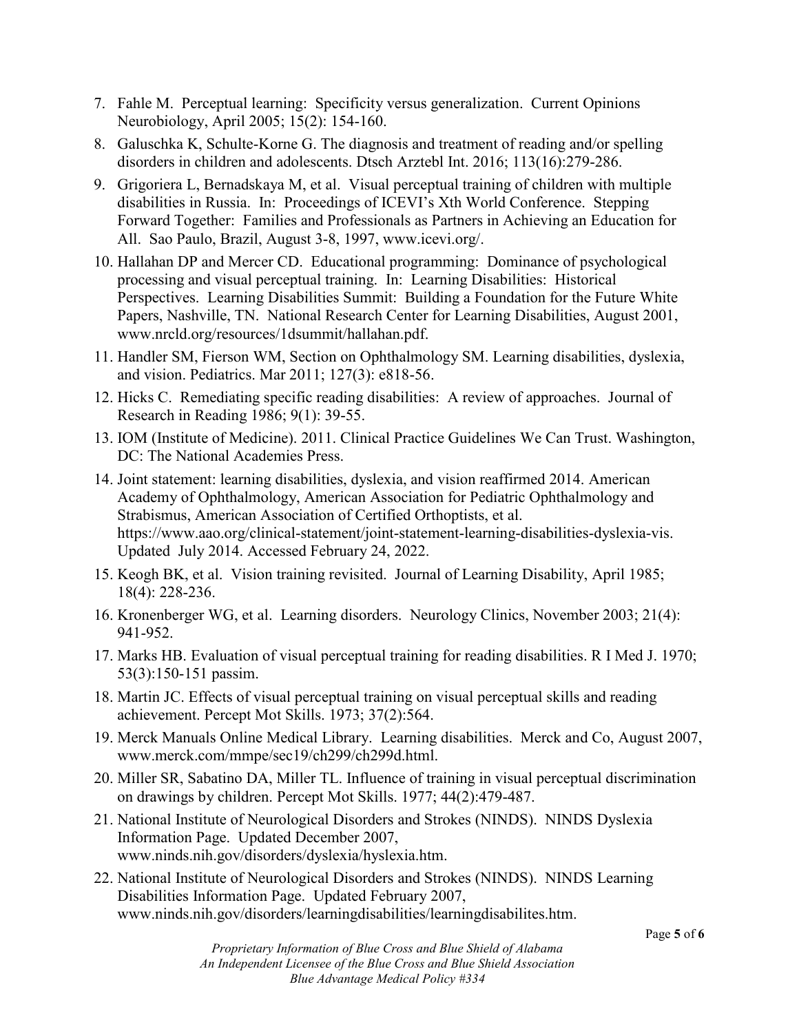7. Fahle M. Perceptual learning: Specificity versus generalization. Current Opinions Neurobiology, April 2005; 15(2): 154-160.
8. Galuschka K, Schulte-Korne G. The diagnosis and treatment of reading and/or spelling disorders in children and adolescents. Dtsch Arztebl Int. 2016; 113(16):279-286.
9. Grigoriera L, Bernadskaya M, et al. Visual perceptual training of children with multiple disabilities in Russia. In: Proceedings of ICEVI's Xth World Conference. Stepping Forward Together: Families and Professionals as Partners in Achieving an Education for All. Sao Paulo, Brazil, August 3-8, 1997, www.icevi.org/.
10. Hallahan DP and Mercer CD. Educational programming: Dominance of psychological processing and visual perceptual training. In: Learning Disabilities: Historical Perspectives. Learning Disabilities Summit: Building a Foundation for the Future White Papers, Nashville, TN. National Research Center for Learning Disabilities, August 2001, www.nrcld.org/resources/1dsummit/hallahan.pdf.
11. Handler SM, Fierson WM, Section on Ophthalmology SM. Learning disabilities, dyslexia, and vision. Pediatrics. Mar 2011; 127(3): e818-56.
12. Hicks C. Remediating specific reading disabilities: A review of approaches. Journal of Research in Reading 1986; 9(1): 39-55.
13. IOM (Institute of Medicine). 2011. Clinical Practice Guidelines We Can Trust. Washington, DC: The National Academies Press.
14. Joint statement: learning disabilities, dyslexia, and vision reaffirmed 2014. American Academy of Ophthalmology, American Association for Pediatric Ophthalmology and Strabismus, American Association of Certified Orthoptists, et al. https://www.aao.org/clinical-statement/joint-statement-learning-disabilities-dyslexia-vis. Updated July 2014. Accessed February 24, 2022.
15. Keogh BK, et al. Vision training revisited. Journal of Learning Disability, April 1985; 18(4): 228-236.
16. Kronenberger WG, et al. Learning disorders. Neurology Clinics, November 2003; 21(4): 941-952.
17. Marks HB. Evaluation of visual perceptual training for reading disabilities. R I Med J. 1970; 53(3):150-151 passim.
18. Martin JC. Effects of visual perceptual training on visual perceptual skills and reading achievement. Percept Mot Skills. 1973; 37(2):564.
19. Merck Manuals Online Medical Library. Learning disabilities. Merck and Co, August 2007, www.merck.com/mmpe/sec19/ch299/ch299d.html.
20. Miller SR, Sabatino DA, Miller TL. Influence of training in visual perceptual discrimination on drawings by children. Percept Mot Skills. 1977; 44(2):479-487.
21. National Institute of Neurological Disorders and Strokes (NINDS). NINDS Dyslexia Information Page. Updated December 2007, www.ninds.nih.gov/disorders/dyslexia/hyslexia.htm.
22. National Institute of Neurological Disorders and Strokes (NINDS). NINDS Learning Disabilities Information Page. Updated February 2007, www.ninds.nih.gov/disorders/learningdisabilities/learningdisabilites.htm.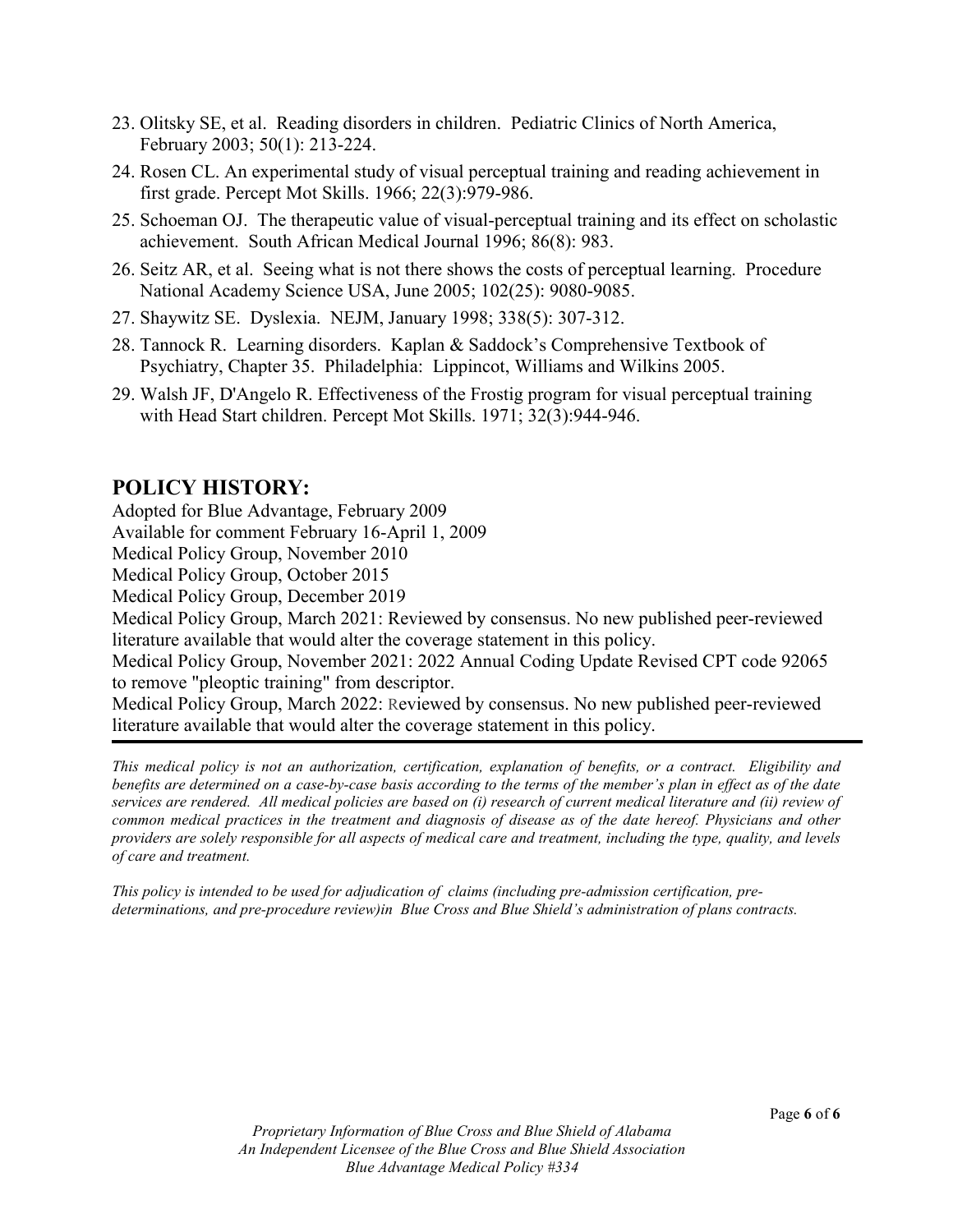23. Olitsky SE, et al. Reading disorders in children. Pediatric Clinics of North America, February 2003; 50(1): 213-224.
24. Rosen CL. An experimental study of visual perceptual training and reading achievement in first grade. Percept Mot Skills. 1966; 22(3):979-986.
25. Schoeman OJ. The therapeutic value of visual-perceptual training and its effect on scholastic achievement. South African Medical Journal 1996; 86(8): 983.
26. Seitz AR, et al. Seeing what is not there shows the costs of perceptual learning. Procedure National Academy Science USA, June 2005; 102(25): 9080-9085.
27. Shaywitz SE. Dyslexia. NEJM, January 1998; 338(5): 307-312.
28. Tannock R. Learning disorders. Kaplan & Saddock's Comprehensive Textbook of Psychiatry, Chapter 35. Philadelphia: Lippincot, Williams and Wilkins 2005.
29. Walsh JF, D'Angelo R. Effectiveness of the Frostig program for visual perceptual training with Head Start children. Percept Mot Skills. 1971; 32(3):944-946.

## POLICY HISTORY:

Adopted for Blue Advantage, February 2009
Available for comment February 16-April 1, 2009
Medical Policy Group, November 2010
Medical Policy Group, October 2015
Medical Policy Group, December 2019
Medical Policy Group, March 2021: Reviewed by consensus. No new published peer-reviewed literature available that would alter the coverage statement in this policy.
Medical Policy Group, November 2021: 2022 Annual Coding Update Revised CPT code 92065 to remove "pleoptic training" from descriptor.
Medical Policy Group, March 2022: Reviewed by consensus. No new published peer-reviewed literature available that would alter the coverage statement in this policy.

---

*This medical policy is not an authorization, certification, explanation of benefits, or a contract. Eligibility and benefits are determined on a case-by-case basis according to the terms of the member's plan in effect as of the date services are rendered. All medical policies are based on (i) research of current medical literature and (ii) review of common medical practices in the treatment and diagnosis of disease as of the date hereof. Physicians and other providers are solely responsible for all aspects of medical care and treatment, including the type, quality, and levels of care and treatment.*

*This policy is intended to be used for adjudication of claims (including pre-admission certification, pre-determinations, and pre-procedure review)in Blue Cross and Blue Shield's administration of plans contracts.*